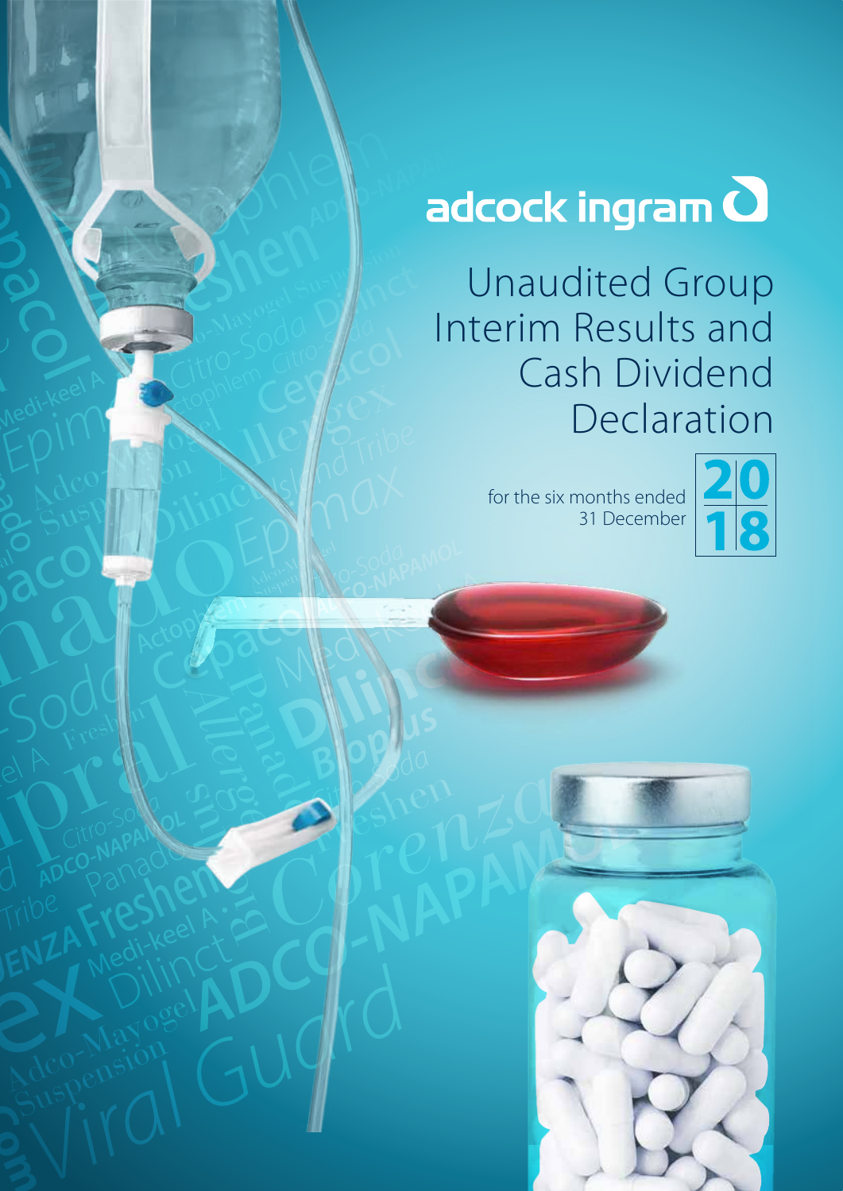adcock ingram

# Unaudited Group Interim Results and Cash Dividend Declaration

for the six months ended 31 December

2018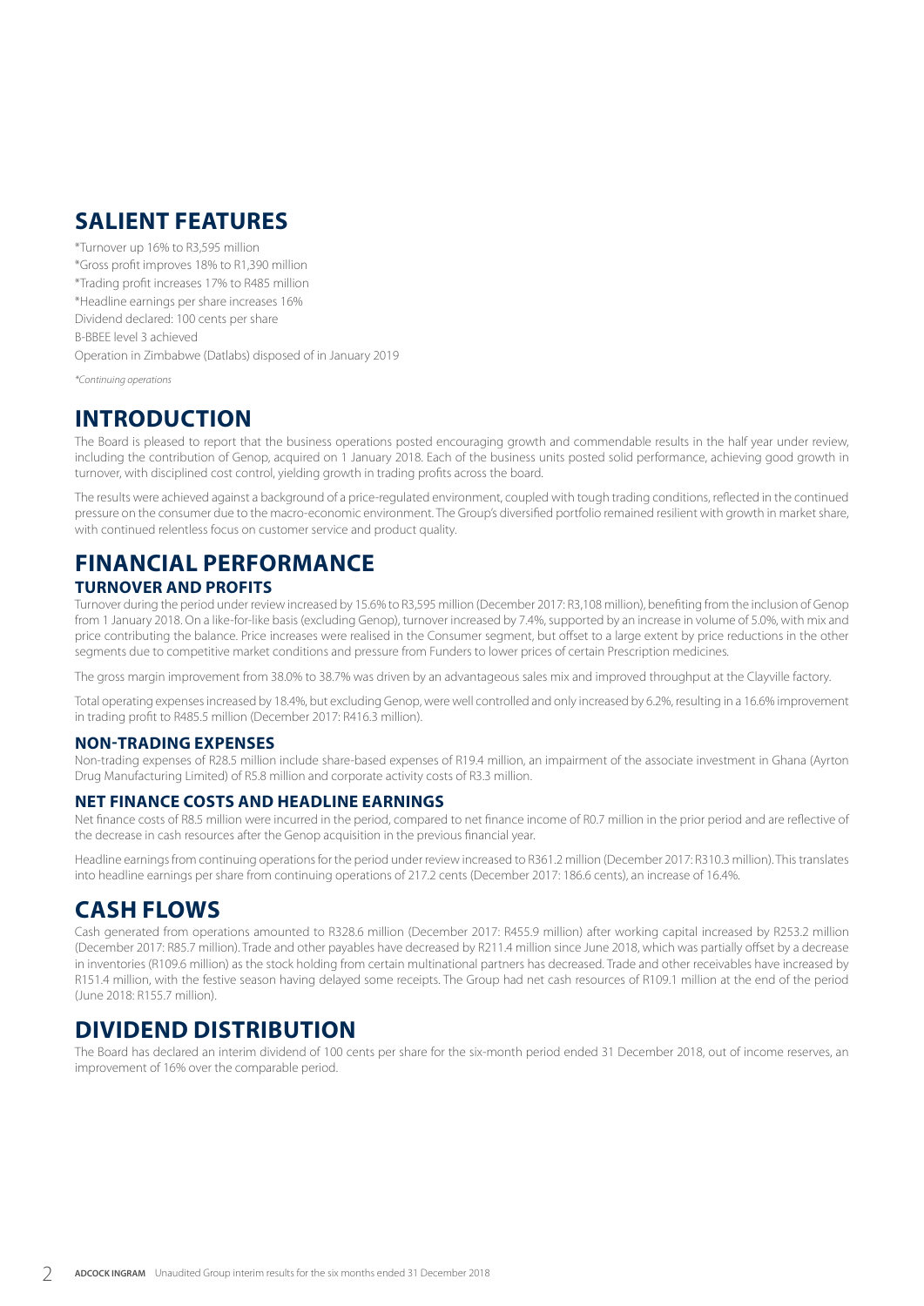## SALIENT FEATURES

*Turnover up 16% to R3,595 million
*Gross profit improves 18% to R1,390 million
*Trading profit increases 17% to R485 million
*Headline earnings per share increases 16%
Dividend declared: 100 cents per share
B-BBEE level 3 achieved
Operation in Zimbabwe (Datlabs) disposed of in January 2019

*\*Continuing operations*

## INTRODUCTION

The Board is pleased to report that the business operations posted encouraging growth and commendable results in the half year under review, including the contribution of Genop, acquired on 1 January 2018. Each of the business units posted solid performance, achieving good growth in turnover, with disciplined cost control, yielding growth in trading profits across the board.

The results were achieved against a background of a price-regulated environment, coupled with tough trading conditions, reflected in the continued pressure on the consumer due to the macro-economic environment. The Group's diversified portfolio remained resilient with growth in market share, with continued relentless focus on customer service and product quality.

## FINANCIAL PERFORMANCE

### TURNOVER AND PROFITS

Turnover during the period under review increased by 15.6% to R3,595 million (December 2017: R3,108 million), benefiting from the inclusion of Genop from 1 January 2018. On a like-for-like basis (excluding Genop), turnover increased by 7.4%, supported by an increase in volume of 5.0%, with mix and price contributing the balance. Price increases were realised in the Consumer segment, but offset to a large extent by price reductions in the other segments due to competitive market conditions and pressure from Funders to lower prices of certain Prescription medicines.

The gross margin improvement from 38.0% to 38.7% was driven by an advantageous sales mix and improved throughput at the Clayville factory.

Total operating expenses increased by 18.4%, but excluding Genop, were well controlled and only increased by 6.2%, resulting in a 16.6% improvement in trading profit to R485.5 million (December 2017: R416.3 million).

### NON-TRADING EXPENSES

Non-trading expenses of R28.5 million include share-based expenses of R19.4 million, an impairment of the associate investment in Ghana (Ayrton Drug Manufacturing Limited) of R5.8 million and corporate activity costs of R3.3 million.

### NET FINANCE COSTS AND HEADLINE EARNINGS

Net finance costs of R8.5 million were incurred in the period, compared to net finance income of R0.7 million in the prior period and are reflective of the decrease in cash resources after the Genop acquisition in the previous financial year.

Headline earnings from continuing operations for the period under review increased to R361.2 million (December 2017: R310.3 million). This translates into headline earnings per share from continuing operations of 217.2 cents (December 2017: 186.6 cents), an increase of 16.4%.

## CASH FLOWS

Cash generated from operations amounted to R328.6 million (December 2017: R455.9 million) after working capital increased by R253.2 million (December 2017: R85.7 million). Trade and other payables have decreased by R211.4 million since June 2018, which was partially offset by a decrease in inventories (R109.6 million) as the stock holding from certain multinational partners has decreased. Trade and other receivables have increased by R151.4 million, with the festive season having delayed some receipts. The Group had net cash resources of R109.1 million at the end of the period (June 2018: R155.7 million).

## DIVIDEND DISTRIBUTION

The Board has declared an interim dividend of 100 cents per share for the six-month period ended 31 December 2018, out of income reserves, an improvement of 16% over the comparable period.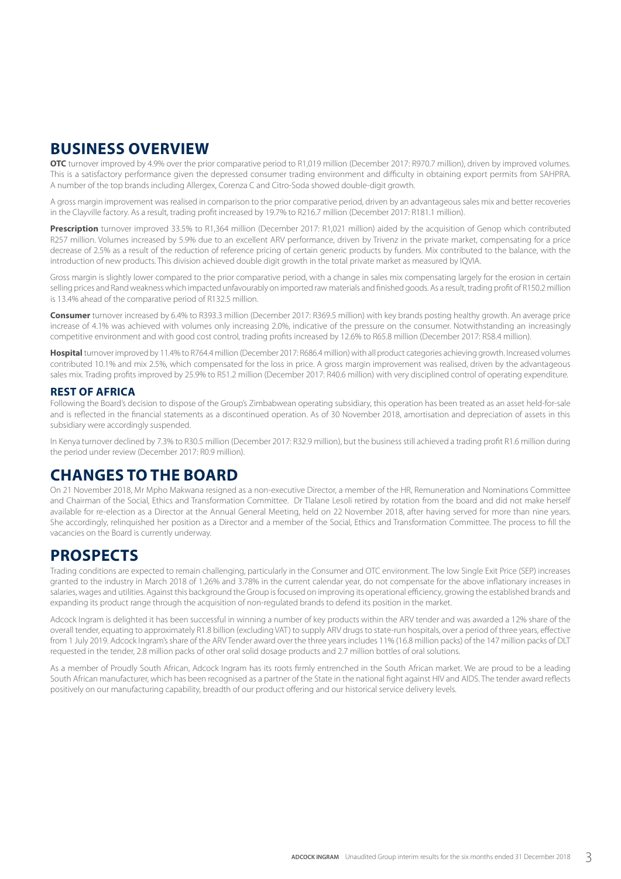## BUSINESS OVERVIEW

**OTC** turnover improved by 4.9% over the prior comparative period to R1,019 million (December 2017: R970.7 million), driven by improved volumes. This is a satisfactory performance given the depressed consumer trading environment and difficulty in obtaining export permits from SAHPRA. A number of the top brands including Allergex, Corenza C and Citro-Soda showed double-digit growth.

A gross margin improvement was realised in comparison to the prior comparative period, driven by an advantageous sales mix and better recoveries in the Clayville factory. As a result, trading profit increased by 19.7% to R216.7 million (December 2017: R181.1 million).

**Prescription** turnover improved 33.5% to R1,364 million (December 2017: R1,021 million) aided by the acquisition of Genop which contributed R257 million. Volumes increased by 5.9% due to an excellent ARV performance, driven by Trivenz in the private market, compensating for a price decrease of 2.5% as a result of the reduction of reference pricing of certain generic products by funders. Mix contributed to the balance, with the introduction of new products. This division achieved double digit growth in the total private market as measured by IQVIA.

Gross margin is slightly lower compared to the prior comparative period, with a change in sales mix compensating largely for the erosion in certain selling prices and Rand weakness which impacted unfavourably on imported raw materials and finished goods. As a result, trading profit of R150.2 million is 13.4% ahead of the comparative period of R132.5 million.

**Consumer** turnover increased by 6.4% to R393.3 million (December 2017: R369.5 million) with key brands posting healthy growth. An average price increase of 4.1% was achieved with volumes only increasing 2.0%, indicative of the pressure on the consumer. Notwithstanding an increasingly competitive environment and with good cost control, trading profits increased by 12.6% to R65.8 million (December 2017: R58.4 million).

**Hospital** turnover improved by 11.4% to R764.4 million (December 2017: R686.4 million) with all product categories achieving growth. Increased volumes contributed 10.1% and mix 2.5%, which compensated for the loss in price. A gross margin improvement was realised, driven by the advantageous sales mix. Trading profits improved by 25.9% to R51.2 million (December 2017: R40.6 million) with very disciplined control of operating expenditure.

### REST OF AFRICA

Following the Board's decision to dispose of the Group's Zimbabwean operating subsidiary, this operation has been treated as an asset held-for-sale and is reflected in the financial statements as a discontinued operation. As of 30 November 2018, amortisation and depreciation of assets in this subsidiary were accordingly suspended.

In Kenya turnover declined by 7.3% to R30.5 million (December 2017: R32.9 million), but the business still achieved a trading profit R1.6 million during the period under review (December 2017: R0.9 million).

## CHANGES TO THE BOARD

On 21 November 2018, Mr Mpho Makwana resigned as a non-executive Director, a member of the HR, Remuneration and Nominations Committee and Chairman of the Social, Ethics and Transformation Committee. Dr Tlalane Lesoli retired by rotation from the board and did not make herself available for re-election as a Director at the Annual General Meeting, held on 22 November 2018, after having served for more than nine years. She accordingly, relinquished her position as a Director and a member of the Social, Ethics and Transformation Committee. The process to fill the vacancies on the Board is currently underway.

## PROSPECTS

Trading conditions are expected to remain challenging, particularly in the Consumer and OTC environment. The low Single Exit Price (SEP) increases granted to the industry in March 2018 of 1.26% and 3.78% in the current calendar year, do not compensate for the above inflationary increases in salaries, wages and utilities. Against this background the Group is focused on improving its operational efficiency, growing the established brands and expanding its product range through the acquisition of non-regulated brands to defend its position in the market.

Adcock Ingram is delighted it has been successful in winning a number of key products within the ARV tender and was awarded a 12% share of the overall tender, equating to approximately R1.8 billion (excluding VAT) to supply ARV drugs to state-run hospitals, over a period of three years, effective from 1 July 2019. Adcock Ingram's share of the ARV Tender award over the three years includes 11% (16.8 million packs) of the 147 million packs of DLT requested in the tender, 2.8 million packs of other oral solid dosage products and 2.7 million bottles of oral solutions.

As a member of Proudly South African, Adcock Ingram has its roots firmly entrenched in the South African market. We are proud to be a leading South African manufacturer, which has been recognised as a partner of the State in the national fight against HIV and AIDS. The tender award reflects positively on our manufacturing capability, breadth of our product offering and our historical service delivery levels.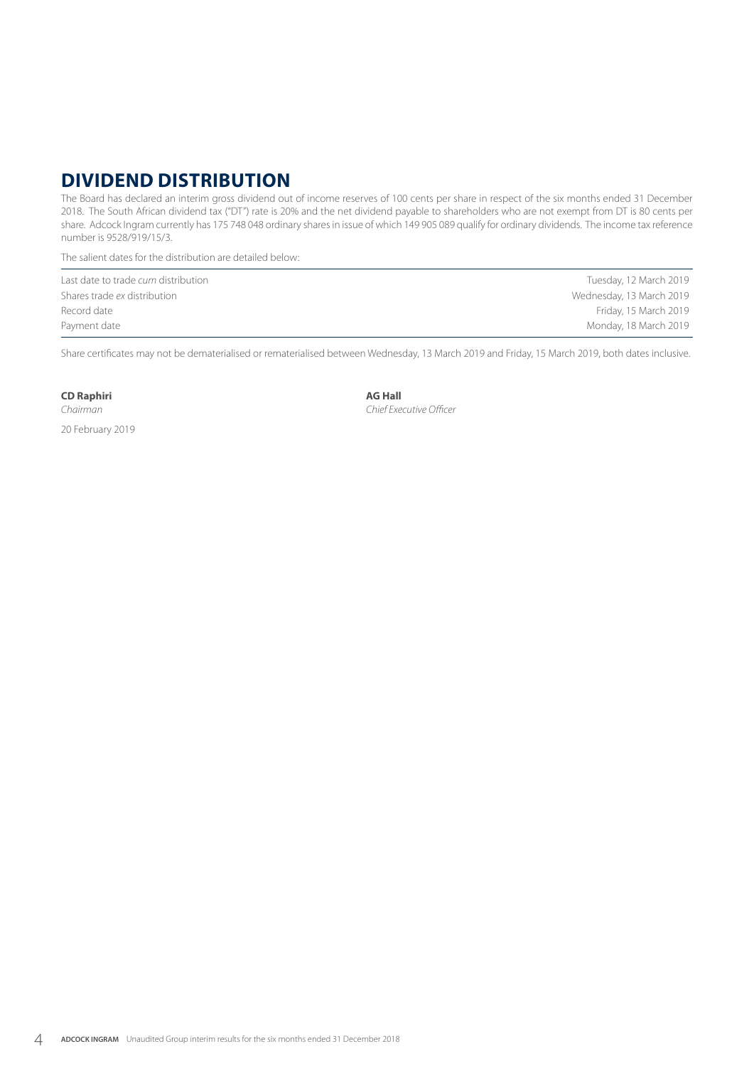## DIVIDEND DISTRIBUTION

The Board has declared an interim gross dividend out of income reserves of 100 cents per share in respect of the six months ended 31 December 2018. The South African dividend tax ("DT") rate is 20% and the net dividend payable to shareholders who are not exempt from DT is 80 cents per share. Adcock Ingram currently has 175 748 048 ordinary shares in issue of which 149 905 089 qualify for ordinary dividends. The income tax reference number is 9528/919/15/3.

The salient dates for the distribution are detailed below:

| | |
|---|---|
| Last date to trade *cum* distribution | Tuesday, 12 March 2019 |
| Shares trade *ex* distribution | Wednesday, 13 March 2019 |
| Record date | Friday, 15 March 2019 |
| Payment date | Monday, 18 March 2019 |

Share certificates may not be dematerialised or rematerialised between Wednesday, 13 March 2019 and Friday, 15 March 2019, both dates inclusive.

**CD Raphiri**
*Chairman*

**AG Hall**
*Chief Executive Officer*

20 February 2019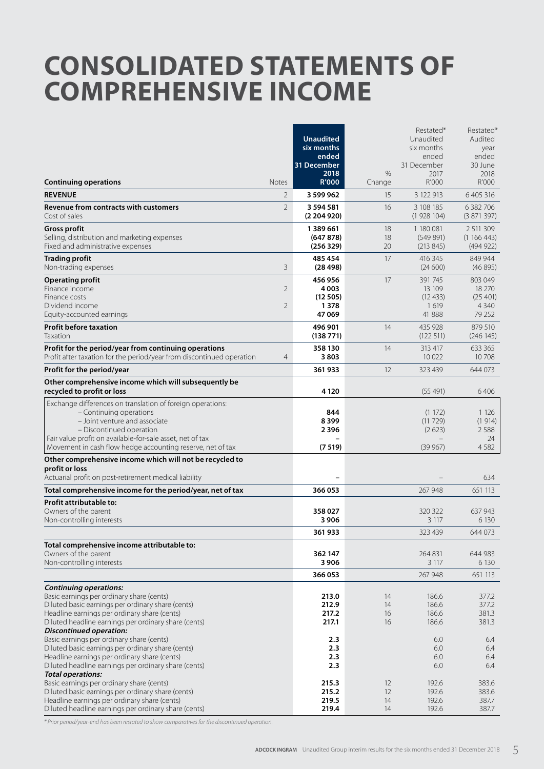# CONSOLIDATED STATEMENTS OF COMPREHENSIVE INCOME

| Continuing operations | Notes | Unaudited six months ended 31 December 2018 R'000 | % Change | Restated* Unaudited six months ended 31 December 2017 R'000 | Restated* Audited year ended 30 June 2018 R'000 |
|---|---|---|---|---|---|
| **REVENUE** | 2 | **3 599 962** | 15 | 3 122 913 | 6 405 316 |
| **Revenue from contracts with customers** | 2 | **3 594 581** | 16 | 3 108 185 | 6 382 706 |
| Cost of sales | | **(2 204 920)** | | (1 928 104) | (3 871 397) |
| **Gross profit** | | **1 389 661** | 18 | 1 180 081 | 2 511 309 |
| Selling, distribution and marketing expenses | | **(647 878)** | 18 | (549 891) | (1 166 443) |
| Fixed and administrative expenses | | **(256 329)** | 20 | (213 845) | (494 922) |
| **Trading profit** | | **485 454** | 17 | 416 345 | 849 944 |
| Non-trading expenses | 3 | **(28 498)** | | (24 600) | (46 895) |
| **Operating profit** | | **456 956** | 17 | 391 745 | 803 049 |
| Finance income | 2 | **4 003** | | 13 109 | 18 270 |
| Finance costs | | **(12 505)** | | (12 433) | (25 401) |
| Dividend income | 2 | **1 378** | | 1 619 | 4 340 |
| Equity-accounted earnings | | **47 069** | | 41 888 | 79 252 |
| **Profit before taxation** | | **496 901** | 14 | 435 928 | 879 510 |
| Taxation | | **(138 771)** | | (122 511) | (246 145) |
| **Profit for the period/year from continuing operations** | | **358 130** | 14 | 313 417 | 633 365 |
| Profit after taxation for the period/year from discontinued operation | 4 | **3 803** | | 10 022 | 10 708 |
| **Profit for the period/year** | | **361 933** | 12 | 323 439 | 644 073 |
| **Other comprehensive income which will subsequently be recycled to profit or loss** | | **4 120** | | (55 491) | 6 406 |
| Exchange differences on translation of foreign operations: | | | | | |
| – Continuing operations | | **844** | | (1 172) | 1 126 |
| – Joint venture and associate | | **8 399** | | (11 729) | (1 914) |
| – Discontinued operation | | **2 396** | | (2 623) | 2 588 |
| Fair value profit on available-for-sale asset, net of tax | | **–** | | – | 24 |
| Movement in cash flow hedge accounting reserve, net of tax | | **(7 519)** | | (39 967) | 4 582 |
| **Other comprehensive income which will not be recycled to profit or loss** | | | | | |
| Actuarial profit on post-retirement medical liability | | **–** | | – | 634 |
| **Total comprehensive income for the period/year, net of tax** | | **366 053** | | 267 948 | 651 113 |
| **Profit attributable to:** | | | | | |
| Owners of the parent | | **358 027** | | 320 322 | 637 943 |
| Non-controlling interests | | **3 906** | | 3 117 | 6 130 |
| | | **361 933** | | 323 439 | 644 073 |
| **Total comprehensive income attributable to:** | | | | | |
| Owners of the parent | | **362 147** | | 264 831 | 644 983 |
| Non-controlling interests | | **3 906** | | 3 117 | 6 130 |
| | | **366 053** | | 267 948 | 651 113 |
| ***Continuing operations:*** | | | | | |
| Basic earnings per ordinary share (cents) | | **213.0** | 14 | 186.6 | 377.2 |
| Diluted basic earnings per ordinary share (cents) | | **212.9** | 14 | 186.6 | 377.2 |
| Headline earnings per ordinary share (cents) | | **217.2** | 16 | 186.6 | 381.3 |
| Diluted headline earnings per ordinary share (cents) | | **217.1** | 16 | 186.6 | 381.3 |
| ***Discontinued operation:*** | | | | | |
| Basic earnings per ordinary share (cents) | | **2.3** | | 6.0 | 6.4 |
| Diluted basic earnings per ordinary share (cents) | | **2.3** | | 6.0 | 6.4 |
| Headline earnings per ordinary share (cents) | | **2.3** | | 6.0 | 6.4 |
| Diluted headline earnings per ordinary share (cents) | | **2.3** | | 6.0 | 6.4 |
| ***Total operations:*** | | | | | |
| Basic earnings per ordinary share (cents) | | **215.3** | 12 | 192.6 | 383.6 |
| Diluted basic earnings per ordinary share (cents) | | **215.2** | 12 | 192.6 | 383.6 |
| Headline earnings per ordinary share (cents) | | **219.5** | 14 | 192.6 | 387.7 |
| Diluted headline earnings per ordinary share (cents) | | **219.4** | 14 | 192.6 | 387.7 |

*\* Prior period/year-end has been restated to show comparatives for the discontinued operation.*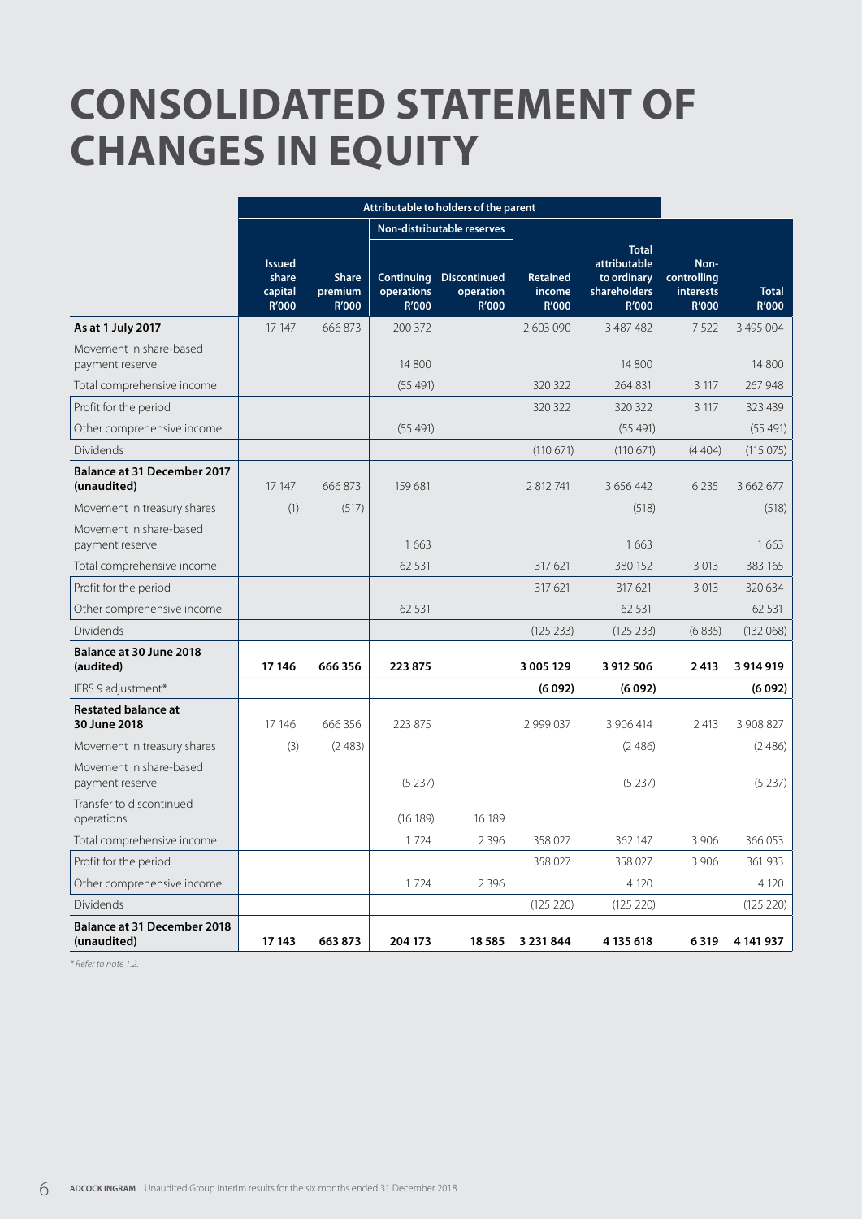# CONSOLIDATED STATEMENT OF CHANGES IN EQUITY

| | Attributable to holders of the parent | | | | | | | |
|---|---|---|---|---|---|---|---|---|
| | | | Non-distributable reserves | | | | | |
| | Issued share capital R'000 | Share premium R'000 | Continuing operations R'000 | Discontinued operation R'000 | Retained income R'000 | Total attributable to ordinary shareholders R'000 | Non-controlling interests R'000 | Total R'000 |
| **As at 1 July 2017** | 17 147 | 666 873 | 200 372 | | 2 603 090 | 3 487 482 | 7 522 | 3 495 004 |
| Movement in share-based payment reserve | | | 14 800 | | | 14 800 | | 14 800 |
| Total comprehensive income | | | (55 491) | | 320 322 | 264 831 | 3 117 | 267 948 |
| Profit for the period | | | | | 320 322 | 320 322 | 3 117 | 323 439 |
| Other comprehensive income | | | (55 491) | | | (55 491) | | (55 491) |
| Dividends | | | | | (110 671) | (110 671) | (4 404) | (115 075) |
| **Balance at 31 December 2017 (unaudited)** | 17 147 | 666 873 | 159 681 | | 2 812 741 | 3 656 442 | 6 235 | 3 662 677 |
| Movement in treasury shares | (1) | (517) | | | | (518) | | (518) |
| Movement in share-based payment reserve | | | 1 663 | | | 1 663 | | 1 663 |
| Total comprehensive income | | | 62 531 | | 317 621 | 380 152 | 3 013 | 383 165 |
| Profit for the period | | | | | 317 621 | 317 621 | 3 013 | 320 634 |
| Other comprehensive income | | | 62 531 | | | 62 531 | | 62 531 |
| Dividends | | | | | (125 233) | (125 233) | (6 835) | (132 068) |
| **Balance at 30 June 2018 (audited)** | **17 146** | **666 356** | **223 875** | | **3 005 129** | **3 912 506** | **2 413** | **3 914 919** |
| IFRS 9 adjustment* | | | | | **(6 092)** | **(6 092)** | | **(6 092)** |
| **Restated balance at 30 June 2018** | 17 146 | 666 356 | 223 875 | | 2 999 037 | 3 906 414 | 2 413 | 3 908 827 |
| Movement in treasury shares | (3) | (2 483) | | | | (2 486) | | (2 486) |
| Movement in share-based payment reserve | | | (5 237) | | | (5 237) | | (5 237) |
| Transfer to discontinued operations | | | (16 189) | 16 189 | | | | |
| Total comprehensive income | | | 1 724 | 2 396 | 358 027 | 362 147 | 3 906 | 366 053 |
| Profit for the period | | | | | 358 027 | 358 027 | 3 906 | 361 933 |
| Other comprehensive income | | | 1 724 | 2 396 | | 4 120 | | 4 120 |
| Dividends | | | | | (125 220) | (125 220) | | (125 220) |
| **Balance at 31 December 2018 (unaudited)** | **17 143** | **663 873** | **204 173** | **18 585** | **3 231 844** | **4 135 618** | **6 319** | **4 141 937** |

*\* Refer to note 1.2.*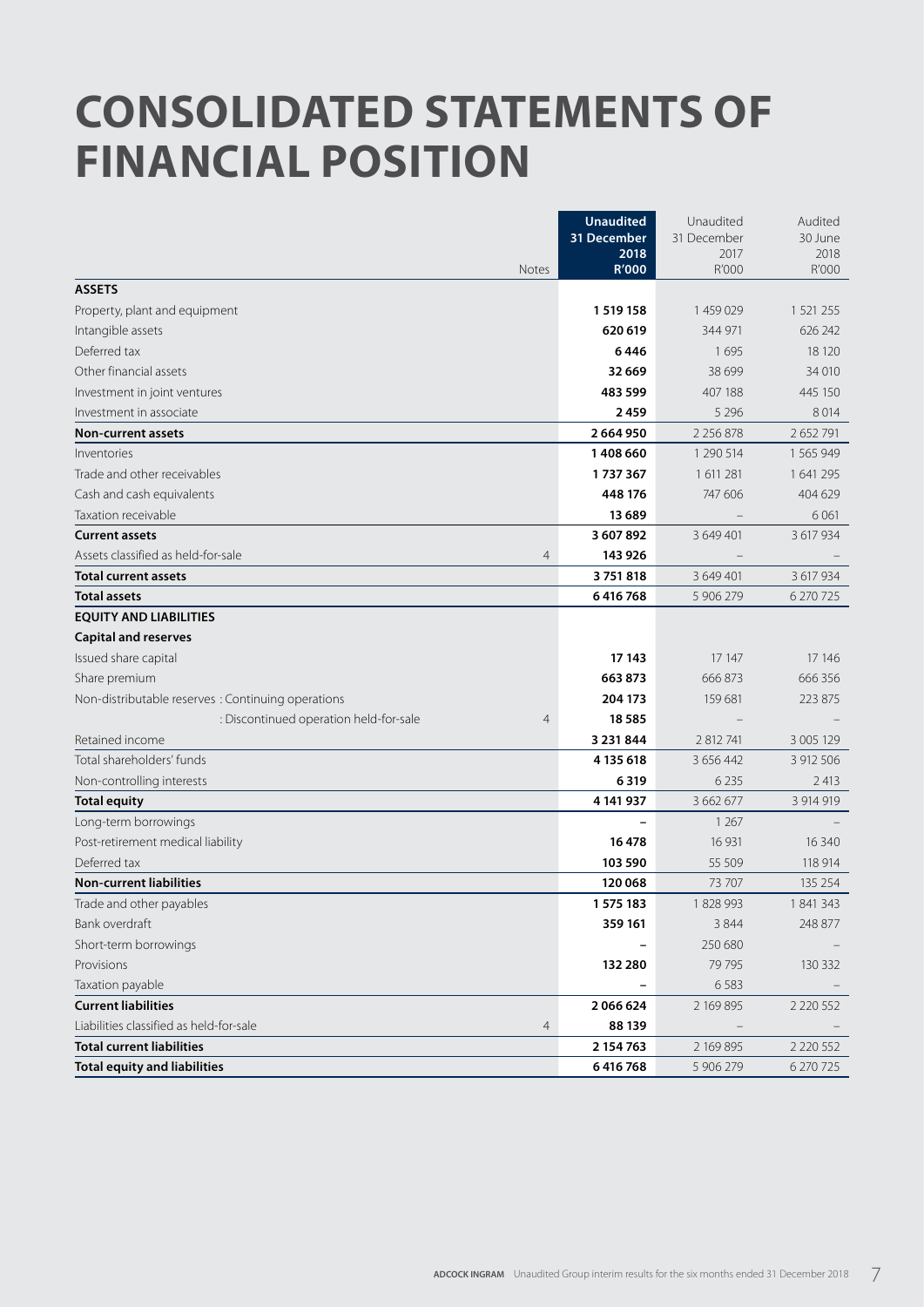# CONSOLIDATED STATEMENTS OF FINANCIAL POSITION

| | Notes | **Unaudited 31 December 2018 R'000** | Unaudited 31 December 2017 R'000 | Audited 30 June 2018 R'000 |
|---|---|---|---|---|
| **ASSETS** | | | | |
| Property, plant and equipment | | **1 519 158** | 1 459 029 | 1 521 255 |
| Intangible assets | | **620 619** | 344 971 | 626 242 |
| Deferred tax | | **6 446** | 1 695 | 18 120 |
| Other financial assets | | **32 669** | 38 699 | 34 010 |
| Investment in joint ventures | | **483 599** | 407 188 | 445 150 |
| Investment in associate | | **2 459** | 5 296 | 8 014 |
| **Non-current assets** | | **2 664 950** | 2 256 878 | 2 652 791 |
| Inventories | | **1 408 660** | 1 290 514 | 1 565 949 |
| Trade and other receivables | | **1 737 367** | 1 611 281 | 1 641 295 |
| Cash and cash equivalents | | **448 176** | 747 606 | 404 629 |
| Taxation receivable | | **13 689** | – | 6 061 |
| **Current assets** | | **3 607 892** | 3 649 401 | 3 617 934 |
| Assets classified as held-for-sale | 4 | **143 926** | – | – |
| **Total current assets** | | **3 751 818** | 3 649 401 | 3 617 934 |
| **Total assets** | | **6 416 768** | 5 906 279 | 6 270 725 |
| **EQUITY AND LIABILITIES** | | | | |
| **Capital and reserves** | | | | |
| Issued share capital | | **17 143** | 17 147 | 17 146 |
| Share premium | | **663 873** | 666 873 | 666 356 |
| Non-distributable reserves : Continuing operations | | **204 173** | 159 681 | 223 875 |
| : Discontinued operation held-for-sale | 4 | **18 585** | – | – |
| Retained income | | **3 231 844** | 2 812 741 | 3 005 129 |
| Total shareholders' funds | | **4 135 618** | 3 656 442 | 3 912 506 |
| Non-controlling interests | | **6 319** | 6 235 | 2 413 |
| **Total equity** | | **4 141 937** | 3 662 677 | 3 914 919 |
| Long-term borrowings | | **–** | 1 267 | – |
| Post-retirement medical liability | | **16 478** | 16 931 | 16 340 |
| Deferred tax | | **103 590** | 55 509 | 118 914 |
| **Non-current liabilities** | | **120 068** | 73 707 | 135 254 |
| Trade and other payables | | **1 575 183** | 1 828 993 | 1 841 343 |
| Bank overdraft | | **359 161** | 3 844 | 248 877 |
| Short-term borrowings | | **–** | 250 680 | – |
| Provisions | | **132 280** | 79 795 | 130 332 |
| Taxation payable | | **–** | 6 583 | – |
| **Current liabilities** | | **2 066 624** | 2 169 895 | 2 220 552 |
| Liabilities classified as held-for-sale | 4 | **88 139** | – | – |
| **Total current liabilities** | | **2 154 763** | 2 169 895 | 2 220 552 |
| **Total equity and liabilities** | | **6 416 768** | 5 906 279 | 6 270 725 |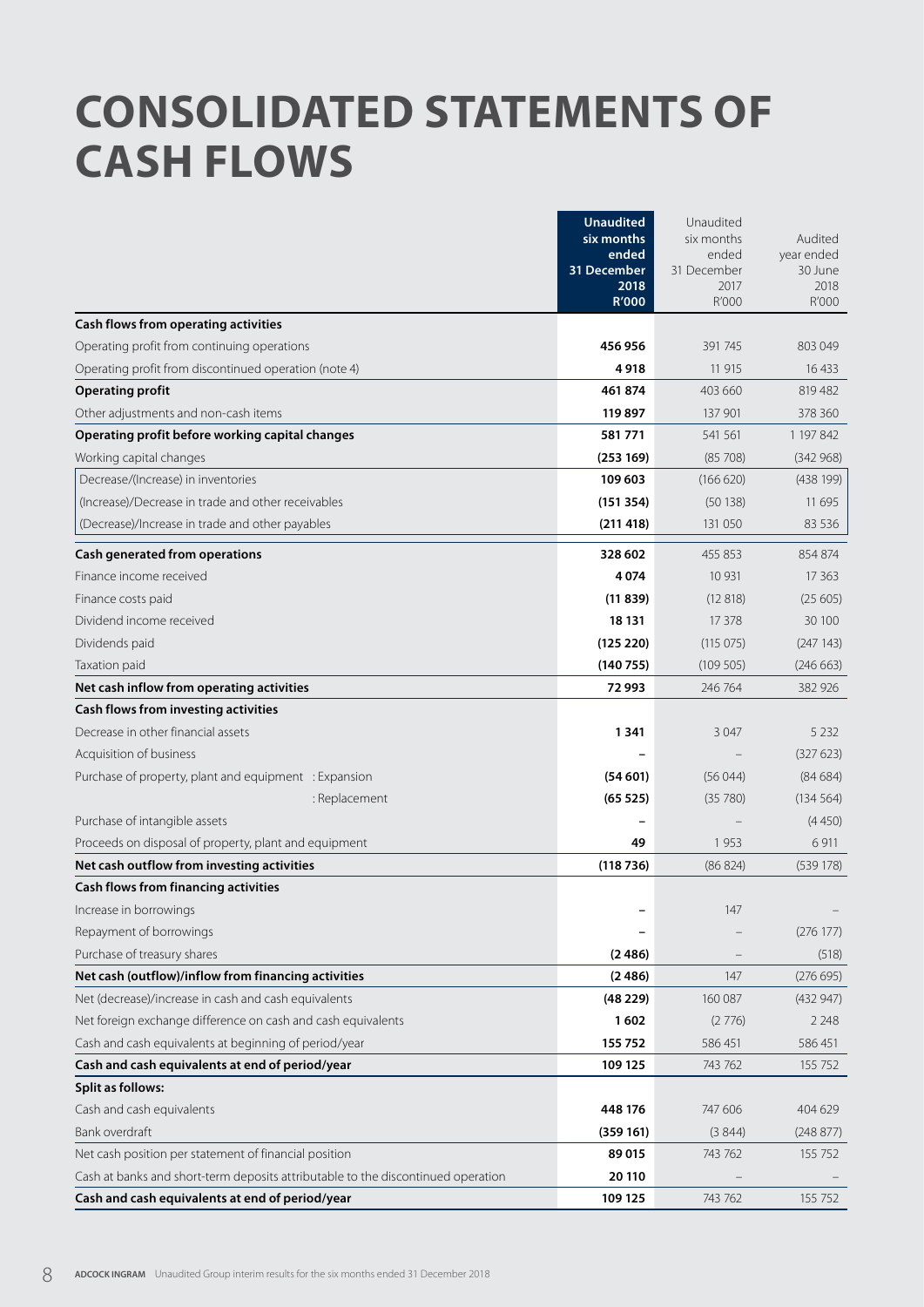# CONSOLIDATED STATEMENTS OF CASH FLOWS

| | Unaudited six months ended 31 December 2018 R'000 | Unaudited six months ended 31 December 2017 R'000 | Audited year ended 30 June 2018 R'000 |
|---|---|---|---|
| **Cash flows from operating activities** | | | |
| Operating profit from continuing operations | **456 956** | 391 745 | 803 049 |
| Operating profit from discontinued operation (note 4) | **4 918** | 11 915 | 16 433 |
| **Operating profit** | **461 874** | 403 660 | 819 482 |
| Other adjustments and non-cash items | **119 897** | 137 901 | 378 360 |
| **Operating profit before working capital changes** | **581 771** | 541 561 | 1 197 842 |
| Working capital changes | **(253 169)** | (85 708) | (342 968) |
| Decrease/(Increase) in inventories | **109 603** | (166 620) | (438 199) |
| (Increase)/Decrease in trade and other receivables | **(151 354)** | (50 138) | 11 695 |
| (Decrease)/Increase in trade and other payables | **(211 418)** | 131 050 | 83 536 |
| **Cash generated from operations** | **328 602** | 455 853 | 854 874 |
| Finance income received | **4 074** | 10 931 | 17 363 |
| Finance costs paid | **(11 839)** | (12 818) | (25 605) |
| Dividend income received | **18 131** | 17 378 | 30 100 |
| Dividends paid | **(125 220)** | (115 075) | (247 143) |
| Taxation paid | **(140 755)** | (109 505) | (246 663) |
| **Net cash inflow from operating activities** | **72 993** | 246 764 | 382 926 |
| **Cash flows from investing activities** | | | |
| Decrease in other financial assets | **1 341** | 3 047 | 5 232 |
| Acquisition of business | **–** | – | (327 623) |
| Purchase of property, plant and equipment : Expansion | **(54 601)** | (56 044) | (84 684) |
| : Replacement | **(65 525)** | (35 780) | (134 564) |
| Purchase of intangible assets | **–** | – | (4 450) |
| Proceeds on disposal of property, plant and equipment | **49** | 1 953 | 6 911 |
| **Net cash outflow from investing activities** | **(118 736)** | (86 824) | (539 178) |
| **Cash flows from financing activities** | | | |
| Increase in borrowings | **–** | 147 | – |
| Repayment of borrowings | **–** | – | (276 177) |
| Purchase of treasury shares | **(2 486)** | – | (518) |
| **Net cash (outflow)/inflow from financing activities** | **(2 486)** | 147 | (276 695) |
| Net (decrease)/increase in cash and cash equivalents | **(48 229)** | 160 087 | (432 947) |
| Net foreign exchange difference on cash and cash equivalents | **1 602** | (2 776) | 2 248 |
| Cash and cash equivalents at beginning of period/year | **155 752** | 586 451 | 586 451 |
| **Cash and cash equivalents at end of period/year** | **109 125** | 743 762 | 155 752 |
| **Split as follows:** | | | |
| Cash and cash equivalents | **448 176** | 747 606 | 404 629 |
| Bank overdraft | **(359 161)** | (3 844) | (248 877) |
| Net cash position per statement of financial position | **89 015** | 743 762 | 155 752 |
| Cash at banks and short-term deposits attributable to the discontinued operation | **20 110** | – | – |
| **Cash and cash equivalents at end of period/year** | **109 125** | 743 762 | 155 752 |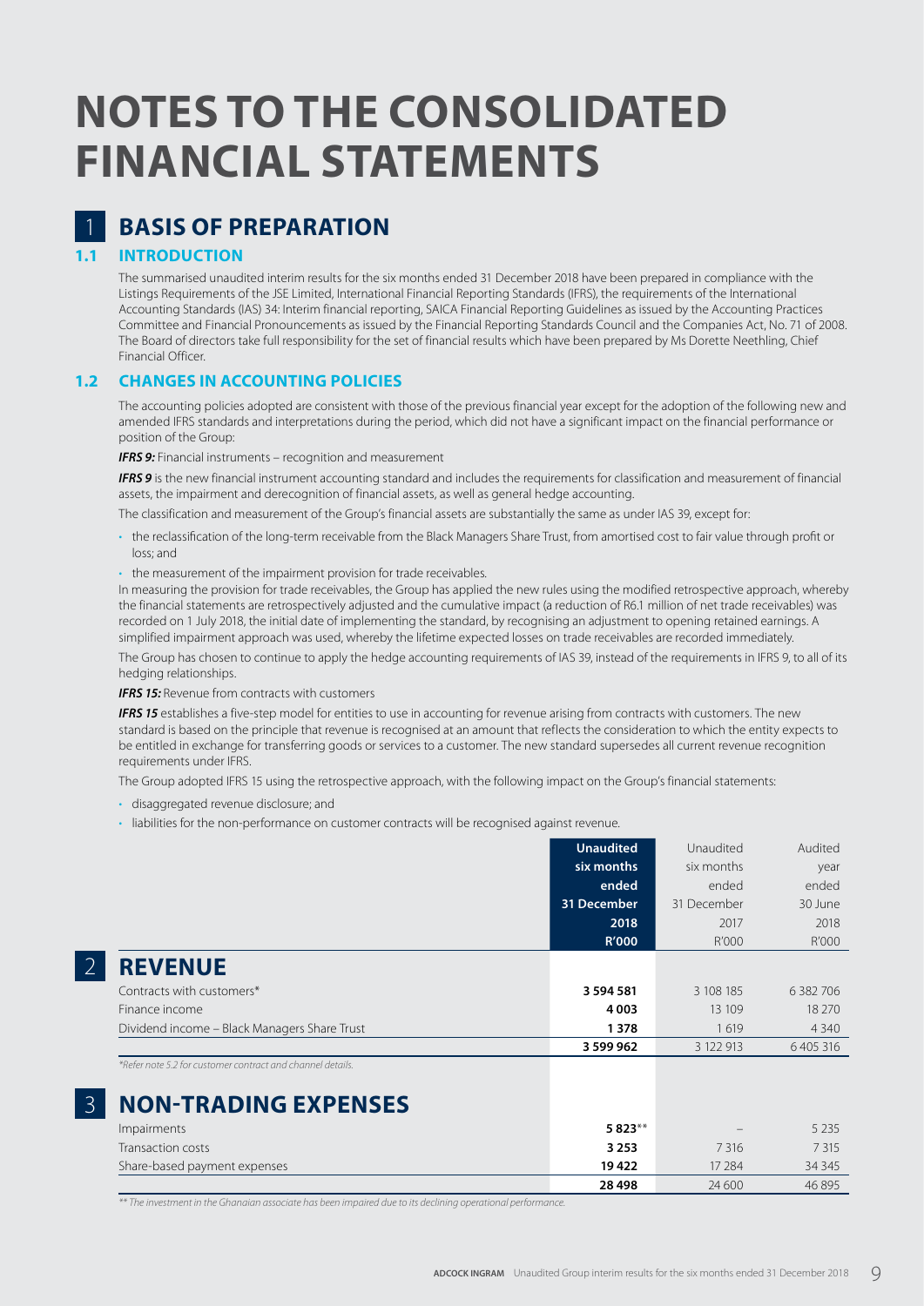# NOTES TO THE CONSOLIDATED FINANCIAL STATEMENTS

## 1 BASIS OF PREPARATION

### 1.1 INTRODUCTION

The summarised unaudited interim results for the six months ended 31 December 2018 have been prepared in compliance with the Listings Requirements of the JSE Limited, International Financial Reporting Standards (IFRS), the requirements of the International Accounting Standards (IAS) 34: Interim financial reporting, SAICA Financial Reporting Guidelines as issued by the Accounting Practices Committee and Financial Pronouncements as issued by the Financial Reporting Standards Council and the Companies Act, No. 71 of 2008. The Board of directors take full responsibility for the set of financial results which have been prepared by Ms Dorette Neethling, Chief Financial Officer.

### 1.2 CHANGES IN ACCOUNTING POLICIES

The accounting policies adopted are consistent with those of the previous financial year except for the adoption of the following new and amended IFRS standards and interpretations during the period, which did not have a significant impact on the financial performance or position of the Group:

***IFRS 9:*** Financial instruments – recognition and measurement

***IFRS 9*** is the new financial instrument accounting standard and includes the requirements for classification and measurement of financial assets, the impairment and derecognition of financial assets, as well as general hedge accounting.

The classification and measurement of the Group's financial assets are substantially the same as under IAS 39, except for:

- the reclassification of the long-term receivable from the Black Managers Share Trust, from amortised cost to fair value through profit or loss; and
- the measurement of the impairment provision for trade receivables.

In measuring the provision for trade receivables, the Group has applied the new rules using the modified retrospective approach, whereby the financial statements are retrospectively adjusted and the cumulative impact (a reduction of R6.1 million of net trade receivables) was recorded on 1 July 2018, the initial date of implementing the standard, by recognising an adjustment to opening retained earnings. A simplified impairment approach was used, whereby the lifetime expected losses on trade receivables are recorded immediately.

The Group has chosen to continue to apply the hedge accounting requirements of IAS 39, instead of the requirements in IFRS 9, to all of its hedging relationships.

***IFRS 15:*** Revenue from contracts with customers

***IFRS 15*** establishes a five-step model for entities to use in accounting for revenue arising from contracts with customers. The new standard is based on the principle that revenue is recognised at an amount that reflects the consideration to which the entity expects to be entitled in exchange for transferring goods or services to a customer. The new standard supersedes all current revenue recognition requirements under IFRS.

The Group adopted IFRS 15 using the retrospective approach, with the following impact on the Group's financial statements:

- disaggregated revenue disclosure; and
- liabilities for the non-performance on customer contracts will be recognised against revenue.

| | **Unaudited six months ended 31 December 2018 R'000** | Unaudited six months ended 31 December 2017 R'000 | Audited year ended 30 June 2018 R'000 |
|---|---|---|---|
| **2 REVENUE** | | | |
| Contracts with customers* | **3 594 581** | 3 108 185 | 6 382 706 |
| Finance income | **4 003** | 13 109 | 18 270 |
| Dividend income – Black Managers Share Trust | **1 378** | 1 619 | 4 340 |
| | **3 599 962** | 3 122 913 | 6 405 316 |

*\*Refer note 5.2 for customer contract and channel details.*

| | **Unaudited six months ended 31 December 2018 R'000** | Unaudited six months ended 31 December 2017 R'000 | Audited year ended 30 June 2018 R'000 |
|---|---|---|---|
| **3 NON-TRADING EXPENSES** | | | |
| Impairments | **5 823\*\*** | – | 5 235 |
| Transaction costs | **3 253** | 7 316 | 7 315 |
| Share-based payment expenses | **19 422** | 17 284 | 34 345 |
| | **28 498** | 24 600 | 46 895 |

*\*\* The investment in the Ghanaian associate has been impaired due to its declining operational performance.*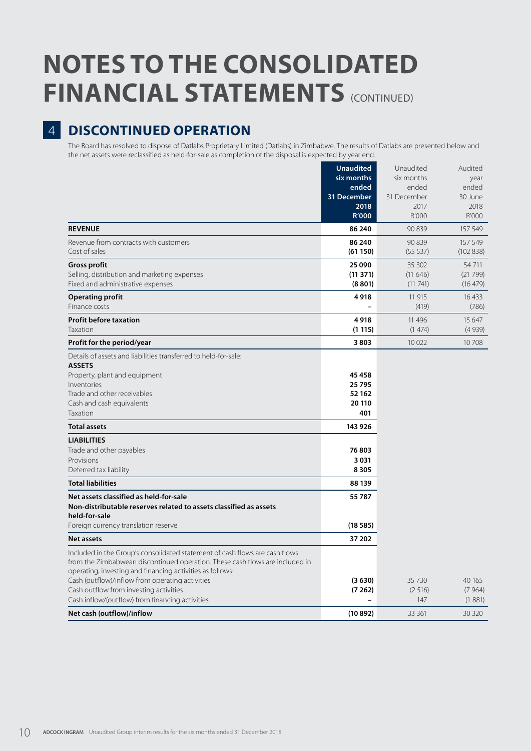# NOTES TO THE CONSOLIDATED FINANCIAL STATEMENTS (CONTINUED)

## 4 DISCONTINUED OPERATION

The Board has resolved to dispose of Datlabs Proprietary Limited (Datlabs) in Zimbabwe. The results of Datlabs are presented below and the net assets were reclassified as held-for-sale as completion of the disposal is expected by year end.

| | Unaudited six months ended 31 December 2018 R'000 | Unaudited six months ended 31 December 2017 R'000 | Audited year ended 30 June 2018 R'000 |
|---|---|---|---|
| **REVENUE** | **86 240** | 90 839 | 157 549 |
| Revenue from contracts with customers | **86 240** | 90 839 | 157 549 |
| Cost of sales | **(61 150)** | (55 537) | (102 838) |
| **Gross profit** | **25 090** | 35 302 | 54 711 |
| Selling, distribution and marketing expenses | **(11 371)** | (11 646) | (21 799) |
| Fixed and administrative expenses | **(8 801)** | (11 741) | (16 479) |
| **Operating profit** | **4 918** | 11 915 | 16 433 |
| Finance costs | **–** | (419) | (786) |
| **Profit before taxation** | **4 918** | 11 496 | 15 647 |
| Taxation | **(1 115)** | (1 474) | (4 939) |
| **Profit for the period/year** | **3 803** | 10 022 | 10 708 |
| Details of assets and liabilities transferred to held-for-sale: | | | |
| **ASSETS** | | | |
| Property, plant and equipment | **45 458** | | |
| Inventories | **25 795** | | |
| Trade and other receivables | **52 162** | | |
| Cash and cash equivalents | **20 110** | | |
| Taxation | **401** | | |
| **Total assets** | **143 926** | | |
| **LIABILITIES** | | | |
| Trade and other payables | **76 803** | | |
| Provisions | **3 031** | | |
| Deferred tax liability | **8 305** | | |
| **Total liabilities** | **88 139** | | |
| **Net assets classified as held-for-sale** | **55 787** | | |
| **Non-distributable reserves related to assets classified as assets held-for-sale** | | | |
| Foreign currency translation reserve | **(18 585)** | | |
| **Net assets** | **37 202** | | |
| Included in the Group's consolidated statement of cash flows are cash flows from the Zimbabwean discontinued operation. These cash flows are included in operating, investing and financing activities as follows: | | | |
| Cash (outflow)/inflow from operating activities | **(3 630)** | 35 730 | 40 165 |
| Cash outflow from investing activities | **(7 262)** | (2 516) | (7 964) |
| Cash inflow/(outflow) from financing activities | **–** | 147 | (1 881) |
| **Net cash (outflow)/inflow** | **(10 892)** | 33 361 | 30 320 |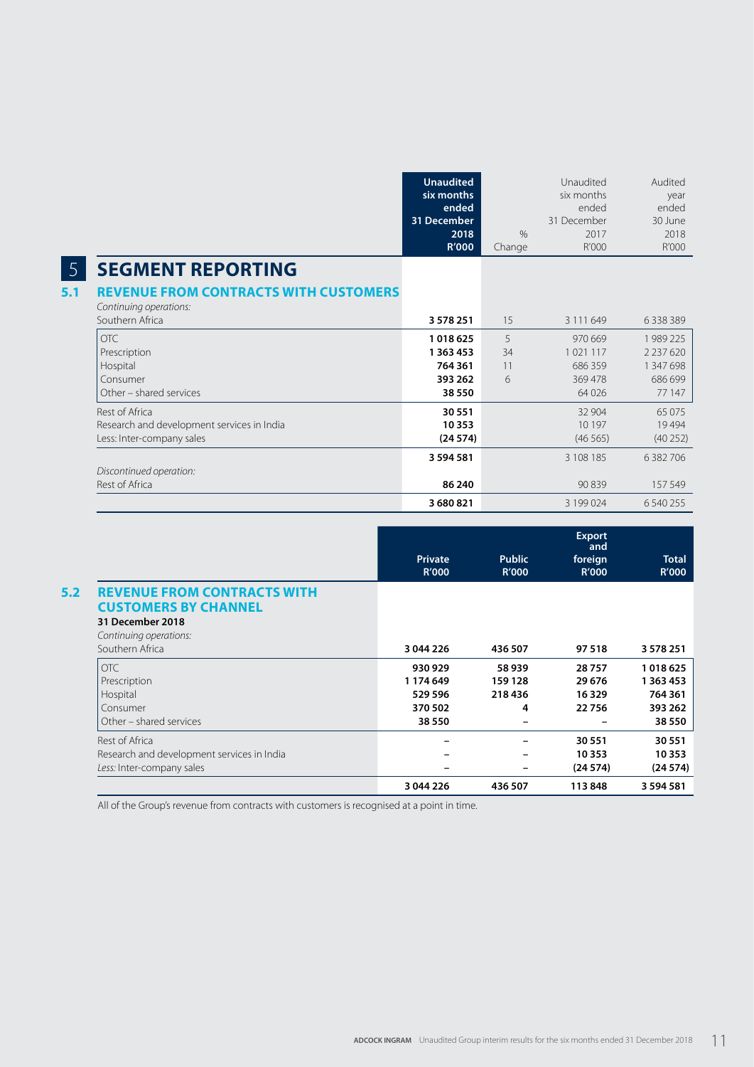## 5 SEGMENT REPORTING

### 5.1 REVENUE FROM CONTRACTS WITH CUSTOMERS

| | **Unaudited six months ended 31 December 2018 R'000** | % Change | Unaudited six months ended 31 December 2017 R'000 | Audited year ended 30 June 2018 R'000 |
|---|---|---|---|---|
| *Continuing operations:* | | | | |
| Southern Africa | **3 578 251** | 15 | 3 111 649 | 6 338 389 |
| OTC | **1 018 625** | 5 | 970 669 | 1 989 225 |
| Prescription | **1 363 453** | 34 | 1 021 117 | 2 237 620 |
| Hospital | **764 361** | 11 | 686 359 | 1 347 698 |
| Consumer | **393 262** | 6 | 369 478 | 686 699 |
| Other – shared services | **38 550** | | 64 026 | 77 147 |
| Rest of Africa | **30 551** | | 32 904 | 65 075 |
| Research and development services in India | **10 353** | | 10 197 | 19 494 |
| Less: Inter-company sales | **(24 574)** | | (46 565) | (40 252) |
| | **3 594 581** | | 3 108 185 | 6 382 706 |
| *Discontinued operation:* | | | | |
| Rest of Africa | **86 240** | | 90 839 | 157 549 |
| | **3 680 821** | | 3 199 024 | 6 540 255 |

### 5.2 REVENUE FROM CONTRACTS WITH CUSTOMERS BY CHANNEL

| | **Private R'000** | **Public R'000** | **Export and foreign R'000** | **Total R'000** |
|---|---|---|---|---|
| **31 December 2018** | | | | |
| *Continuing operations:* | | | | |
| Southern Africa | **3 044 226** | **436 507** | **97 518** | **3 578 251** |
| OTC | **930 929** | **58 939** | **28 757** | **1 018 625** |
| Prescription | **1 174 649** | **159 128** | **29 676** | **1 363 453** |
| Hospital | **529 596** | **218 436** | **16 329** | **764 361** |
| Consumer | **370 502** | **4** | **22 756** | **393 262** |
| Other – shared services | **38 550** | **–** | **–** | **38 550** |
| Rest of Africa | **–** | **–** | **30 551** | **30 551** |
| Research and development services in India | **–** | **–** | **10 353** | **10 353** |
| *Less:* Inter-company sales | **–** | **–** | **(24 574)** | **(24 574)** |
| | **3 044 226** | **436 507** | **113 848** | **3 594 581** |

All of the Group's revenue from contracts with customers is recognised at a point in time.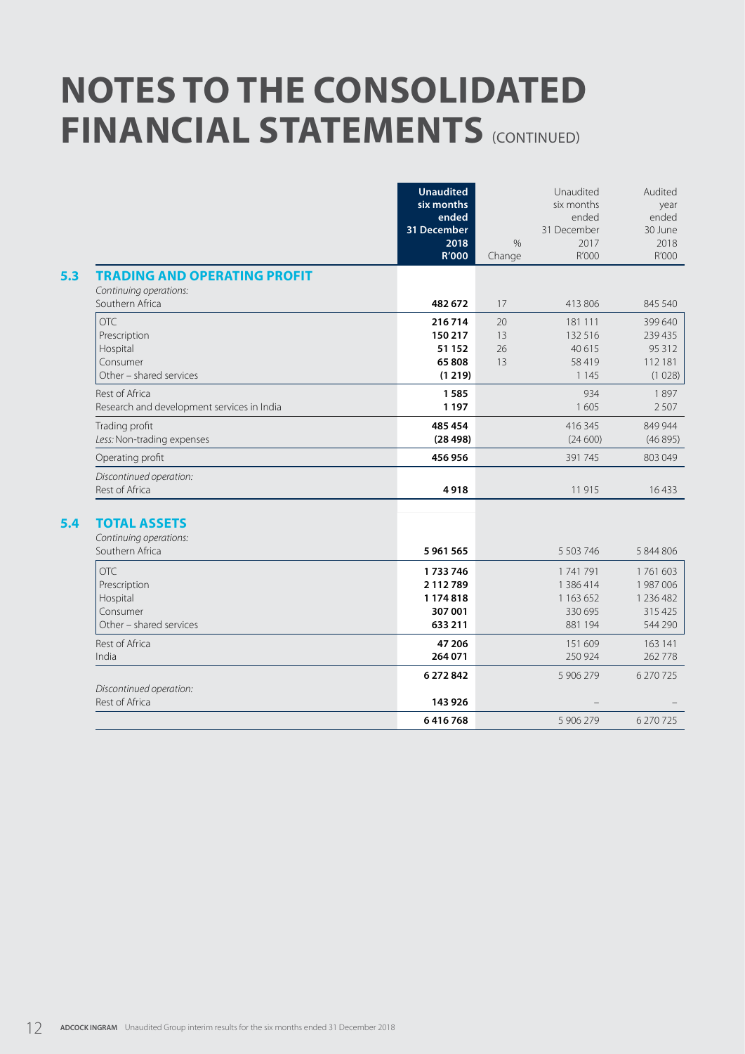# NOTES TO THE CONSOLIDATED FINANCIAL STATEMENTS (CONTINUED)

| | **Unaudited six months ended 31 December 2018 R'000** | % Change | Unaudited six months ended 31 December 2017 R'000 | Audited year ended 30 June 2018 R'000 |
|---|---|---|---|---|
| **5.3 TRADING AND OPERATING PROFIT** | | | | |
| *Continuing operations:* | | | | |
| Southern Africa | **482 672** | 17 | 413 806 | 845 540 |
| OTC | **216 714** | 20 | 181 111 | 399 640 |
| Prescription | **150 217** | 13 | 132 516 | 239 435 |
| Hospital | **51 152** | 26 | 40 615 | 95 312 |
| Consumer | **65 808** | 13 | 58 419 | 112 181 |
| Other – shared services | **(1 219)** | | 1 145 | (1 028) |
| Rest of Africa | **1 585** | | 934 | 1 897 |
| Research and development services in India | **1 197** | | 1 605 | 2 507 |
| Trading profit | **485 454** | | 416 345 | 849 944 |
| *Less:* Non-trading expenses | **(28 498)** | | (24 600) | (46 895) |
| Operating profit | **456 956** | | 391 745 | 803 049 |
| *Discontinued operation:* | | | | |
| Rest of Africa | **4 918** | | 11 915 | 16 433 |
| **5.4 TOTAL ASSETS** | | | | |
| *Continuing operations:* | | | | |
| Southern Africa | **5 961 565** | | 5 503 746 | 5 844 806 |
| OTC | **1 733 746** | | 1 741 791 | 1 761 603 |
| Prescription | **2 112 789** | | 1 386 414 | 1 987 006 |
| Hospital | **1 174 818** | | 1 163 652 | 1 236 482 |
| Consumer | **307 001** | | 330 695 | 315 425 |
| Other – shared services | **633 211** | | 881 194 | 544 290 |
| Rest of Africa | **47 206** | | 151 609 | 163 141 |
| India | **264 071** | | 250 924 | 262 778 |
| | **6 272 842** | | 5 906 279 | 6 270 725 |
| *Discontinued operation:* | | | | |
| Rest of Africa | **143 926** | | – | – |
| | **6 416 768** | | 5 906 279 | 6 270 725 |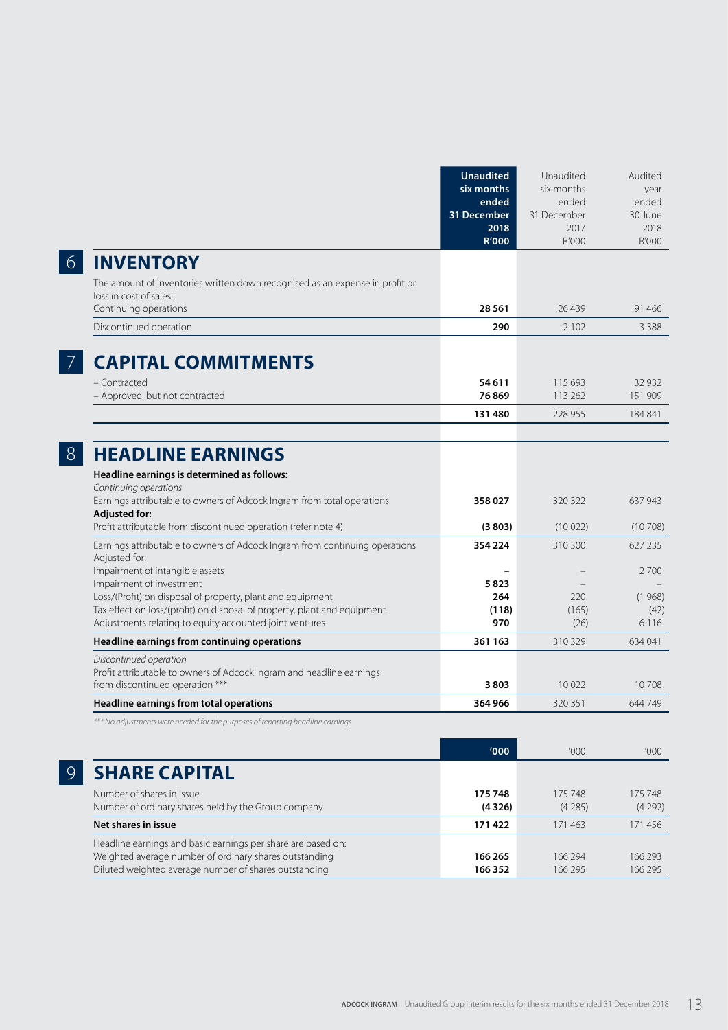| | Unaudited six months ended 31 December 2018 R'000 | Unaudited six months ended 31 December 2017 R'000 | Audited year ended 30 June 2018 R'000 |
|---|---|---|---|

## 6 INVENTORY

| | Unaudited six months ended 31 December 2018 R'000 | Unaudited six months ended 31 December 2017 R'000 | Audited year ended 30 June 2018 R'000 |
|---|---|---|---|
| The amount of inventories written down recognised as an expense in profit or loss in cost of sales: | | | |
| Continuing operations | **28 561** | 26 439 | 91 466 |
| Discontinued operation | **290** | 2 102 | 3 388 |

## 7 CAPITAL COMMITMENTS

| | Unaudited six months ended 31 December 2018 R'000 | Unaudited six months ended 31 December 2017 R'000 | Audited year ended 30 June 2018 R'000 |
|---|---|---|---|
| – Contracted | **54 611** | 115 693 | 32 932 |
| – Approved, but not contracted | **76 869** | 113 262 | 151 909 |
| | **131 480** | 228 955 | 184 841 |

## 8 HEADLINE EARNINGS

| | Unaudited six months ended 31 December 2018 R'000 | Unaudited six months ended 31 December 2017 R'000 | Audited year ended 30 June 2018 R'000 |
|---|---|---|---|
| **Headline earnings is determined as follows:** | | | |
| *Continuing operations* | | | |
| Earnings attributable to owners of Adcock Ingram from total operations | **358 027** | 320 322 | 637 943 |
| **Adjusted for:** | | | |
| Profit attributable from discontinued operation (refer note 4) | **(3 803)** | (10 022) | (10 708) |
| Earnings attributable to owners of Adcock Ingram from continuing operations | **354 224** | 310 300 | 627 235 |
| Adjusted for: | | | |
| Impairment of intangible assets | **–** | – | 2 700 |
| Impairment of investment | **5 823** | – | – |
| Loss/(Profit) on disposal of property, plant and equipment | **264** | 220 | (1 968) |
| Tax effect on loss/(profit) on disposal of property, plant and equipment | **(118)** | (165) | (42) |
| Adjustments relating to equity accounted joint ventures | **970** | (26) | 6 116 |
| **Headline earnings from continuing operations** | **361 163** | 310 329 | 634 041 |
| *Discontinued operation* | | | |
| Profit attributable to owners of Adcock Ingram and headline earnings from discontinued operation *** | **3 803** | 10 022 | 10 708 |
| **Headline earnings from total operations** | **364 966** | 320 351 | 644 749 |

*\*\*\* No adjustments were needed for the purposes of reporting headline earnings*

## 9 SHARE CAPITAL

| | '000 | '000 | '000 |
|---|---|---|---|
| Number of shares in issue | **175 748** | 175 748 | 175 748 |
| Number of ordinary shares held by the Group company | **(4 326)** | (4 285) | (4 292) |
| **Net shares in issue** | **171 422** | 171 463 | 171 456 |
| Headline earnings and basic earnings per share are based on: | | | |
| Weighted average number of ordinary shares outstanding | **166 265** | 166 294 | 166 293 |
| Diluted weighted average number of shares outstanding | **166 352** | 166 295 | 166 295 |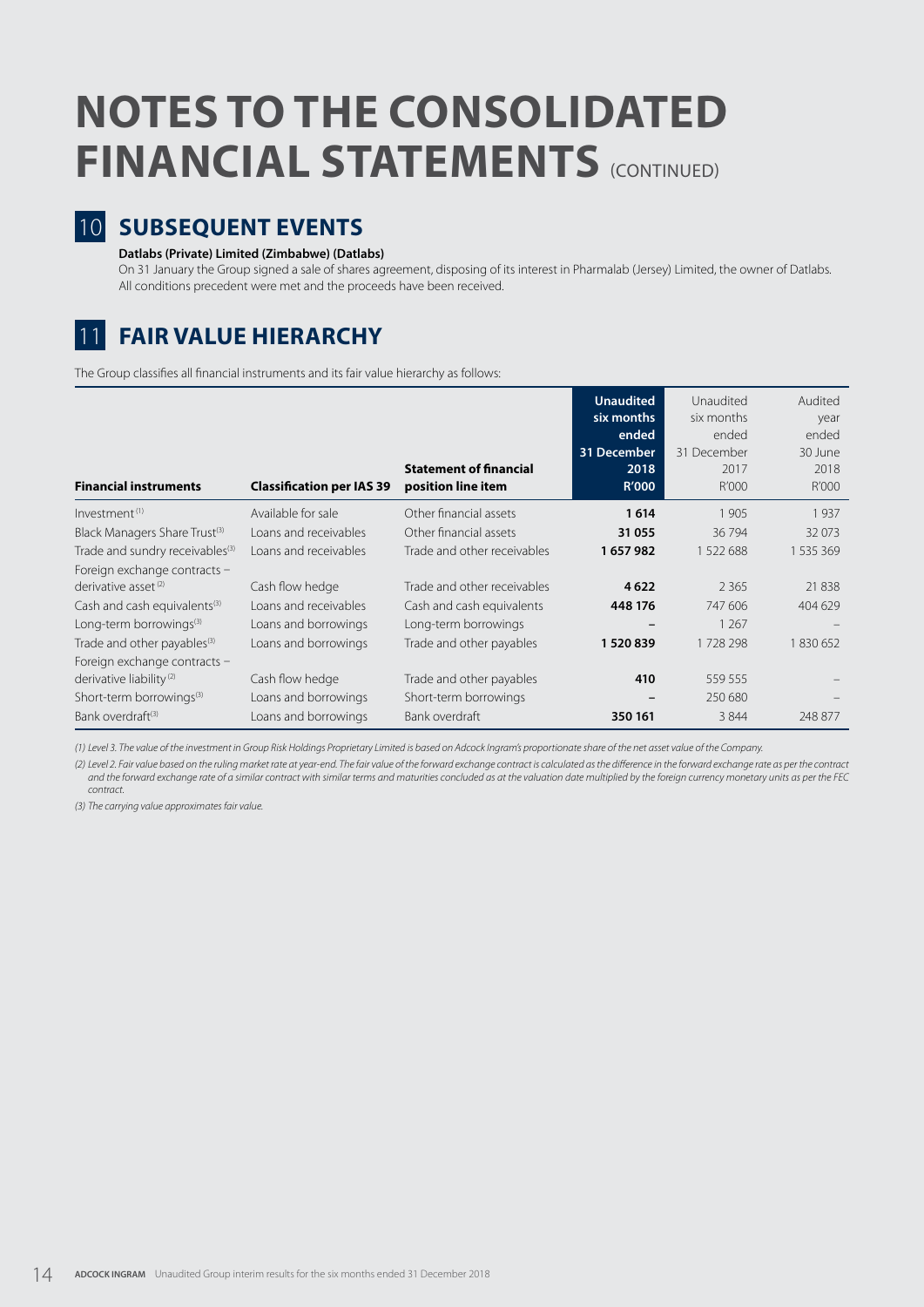# NOTES TO THE CONSOLIDATED FINANCIAL STATEMENTS (CONTINUED)

## 10 SUBSEQUENT EVENTS

**Datlabs (Private) Limited (Zimbabwe) (Datlabs)**

On 31 January the Group signed a sale of shares agreement, disposing of its interest in Pharmalab (Jersey) Limited, the owner of Datlabs. All conditions precedent were met and the proceeds have been received.

## 11 FAIR VALUE HIERARCHY

The Group classifies all financial instruments and its fair value hierarchy as follows:

| Financial instruments | Classification per IAS 39 | Statement of financial position line item | Unaudited six months ended 31 December 2018 R'000 | Unaudited six months ended 31 December 2017 R'000 | Audited year ended 30 June 2018 R'000 |
|---|---|---|---|---|---|
| Investment[1] | Available for sale | Other financial assets | **1 614** | 1 905 | 1 937 |
| Black Managers Share Trust[3] | Loans and receivables | Other financial assets | **31 055** | 36 794 | 32 073 |
| Trade and sundry receivables[3] | Loans and receivables | Trade and other receivables | **1 657 982** | 1 522 688 | 1 535 369 |
| Foreign exchange contracts – derivative asset[2] | Cash flow hedge | Trade and other receivables | **4 622** | 2 365 | 21 838 |
| Cash and cash equivalents[3] | Loans and receivables | Cash and cash equivalents | **448 176** | 747 606 | 404 629 |
| Long-term borrowings[3] | Loans and borrowings | Long-term borrowings | **–** | 1 267 | – |
| Trade and other payables[3] | Loans and borrowings | Trade and other payables | **1 520 839** | 1 728 298 | 1 830 652 |
| Foreign exchange contracts – derivative liability[2] | Cash flow hedge | Trade and other payables | **410** | 559 555 | – |
| Short-term borrowings[3] | Loans and borrowings | Short-term borrowings | **–** | 250 680 | – |
| Bank overdraft[3] | Loans and borrowings | Bank overdraft | **350 161** | 3 844 | 248 877 |

*(1) Level 3. The value of the investment in Group Risk Holdings Proprietary Limited is based on Adcock Ingram's proportionate share of the net asset value of the Company.*

*(2) Level 2. Fair value based on the ruling market rate at year-end. The fair value of the forward exchange contract is calculated as the difference in the forward exchange rate as per the contract and the forward exchange rate of a similar contract with similar terms and maturities concluded as at the valuation date multiplied by the foreign currency monetary units as per the FEC contract.*

*(3) The carrying value approximates fair value.*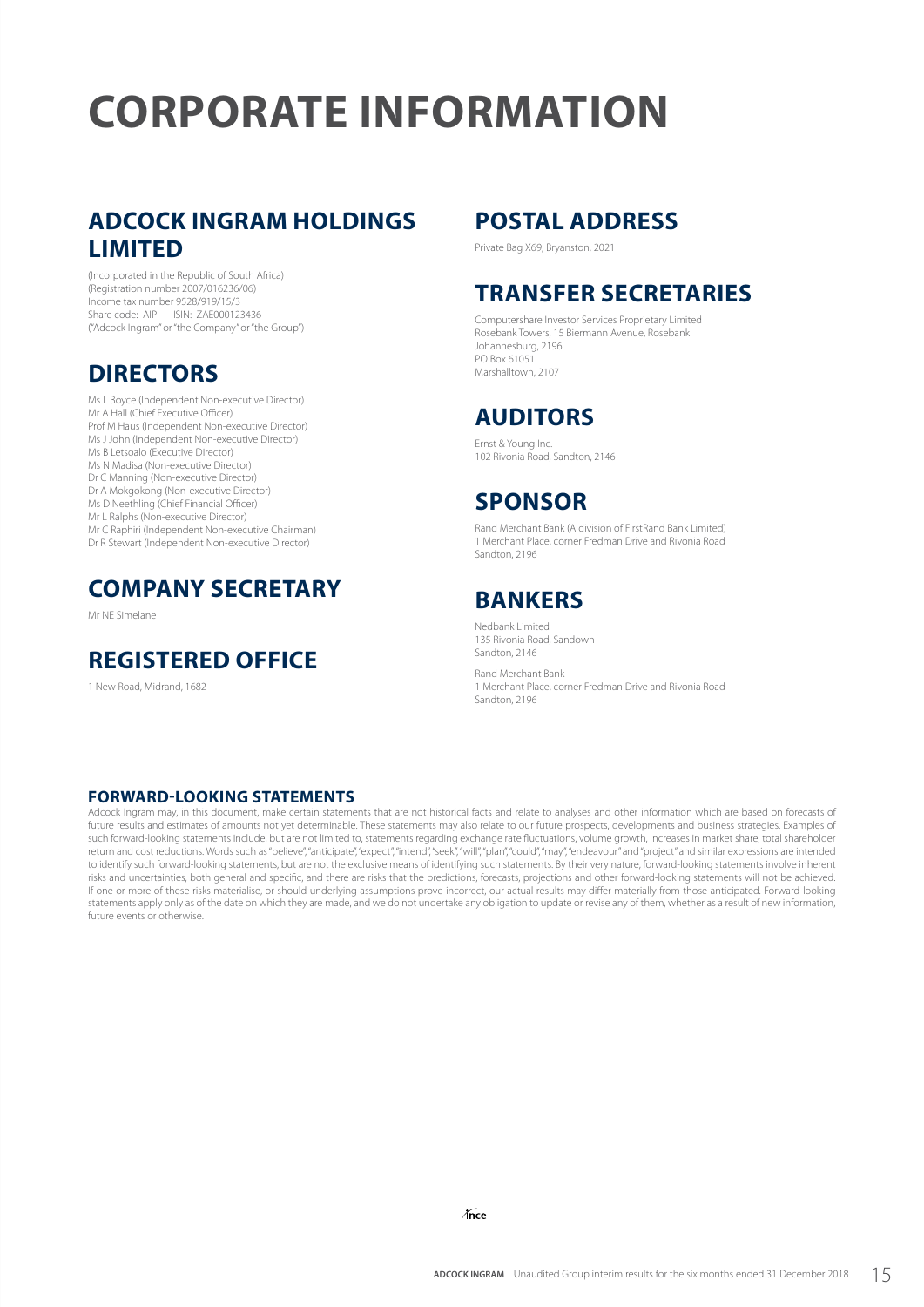# CORPORATE INFORMATION

## ADCOCK INGRAM HOLDINGS LIMITED

(Incorporated in the Republic of South Africa)
(Registration number 2007/016236/06)
Income tax number 9528/919/15/3
Share code: AIP ISIN: ZAE000123436
("Adcock Ingram" or "the Company" or "the Group")

## DIRECTORS

Ms L Boyce (Independent Non-executive Director)
Mr A Hall (Chief Executive Officer)
Prof M Haus (Independent Non-executive Director)
Ms J John (Independent Non-executive Director)
Ms B Letsoalo (Executive Director)
Ms N Madisa (Non-executive Director)
Dr C Manning (Non-executive Director)
Dr A Mokgokong (Non-executive Director)
Ms D Neethling (Chief Financial Officer)
Mr L Ralphs (Non-executive Director)
Mr C Raphiri (Independent Non-executive Chairman)
Dr R Stewart (Independent Non-executive Director)

## COMPANY SECRETARY

Mr NE Simelane

## REGISTERED OFFICE

1 New Road, Midrand, 1682

## POSTAL ADDRESS

Private Bag X69, Bryanston, 2021

## TRANSFER SECRETARIES

Computershare Investor Services Proprietary Limited
Rosebank Towers, 15 Biermann Avenue, Rosebank
Johannesburg, 2196
PO Box 61051
Marshalltown, 2107

## AUDITORS

Ernst & Young Inc.
102 Rivonia Road, Sandton, 2146

## SPONSOR

Rand Merchant Bank (A division of FirstRand Bank Limited)
1 Merchant Place, corner Fredman Drive and Rivonia Road
Sandton, 2196

## BANKERS

Nedbank Limited
135 Rivonia Road, Sandown
Sandton, 2146

Rand Merchant Bank
1 Merchant Place, corner Fredman Drive and Rivonia Road
Sandton, 2196

### FORWARD-LOOKING STATEMENTS

Adcock Ingram may, in this document, make certain statements that are not historical facts and relate to analyses and other information which are based on forecasts of future results and estimates of amounts not yet determinable. These statements may also relate to our future prospects, developments and business strategies. Examples of such forward-looking statements include, but are not limited to, statements regarding exchange rate fluctuations, volume growth, increases in market share, total shareholder return and cost reductions. Words such as "believe", "anticipate", "expect", "intend", "seek", "will", "plan", "could", "may", "endeavour" and "project" and similar expressions are intended to identify such forward-looking statements, but are not the exclusive means of identifying such statements. By their very nature, forward-looking statements involve inherent risks and uncertainties, both general and specific, and there are risks that the predictions, forecasts, projections and other forward-looking statements will not be achieved. If one or more of these risks materialise, or should underlying assumptions prove incorrect, our actual results may differ materially from those anticipated. Forward-looking statements apply only as of the date on which they are made, and we do not undertake any obligation to update or revise any of them, whether as a result of new information, future events or otherwise.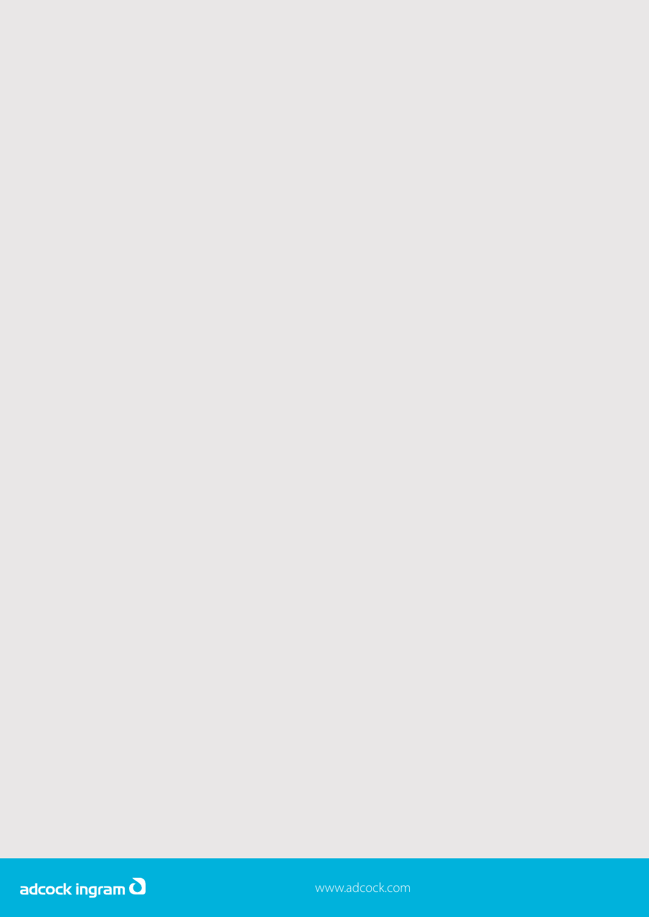adcock ingram

www.adcock.com